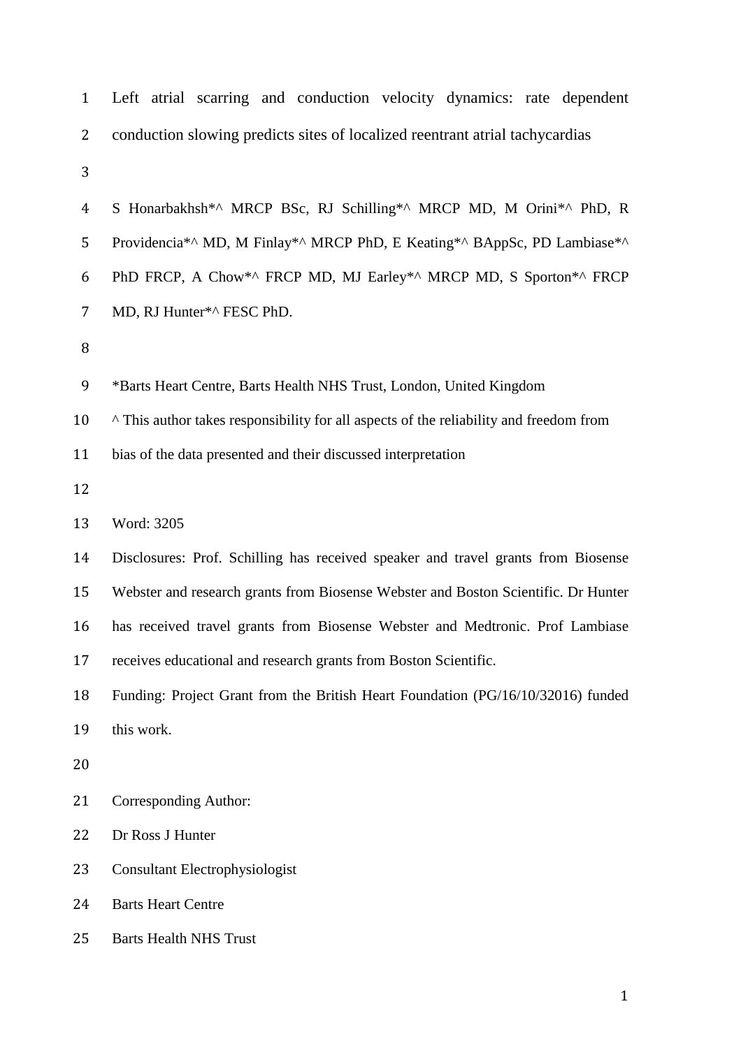# Left atrial scarring and conduction velocity dynamics: rate dependent conduction slowing predicts sites of localized reentrant atrial tachycardias

S Honarbakhsh*^ MRCP BSc, RJ Schilling*^ MRCP MD, M Orini*^ PhD, R Providencia*^ MD, M Finlay*^ MRCP PhD, E Keating*^ BAppSc, PD Lambiase*^ PhD FRCP, A Chow*^ FRCP MD, MJ Earley*^ MRCP MD, S Sporton*^ FRCP MD, RJ Hunter*^ FESC PhD.

*Barts Heart Centre, Barts Health NHS Trust, London, United Kingdom

^ This author takes responsibility for all aspects of the reliability and freedom from bias of the data presented and their discussed interpretation

Word: 3205

Disclosures: Prof. Schilling has received speaker and travel grants from Biosense Webster and research grants from Biosense Webster and Boston Scientific. Dr Hunter has received travel grants from Biosense Webster and Medtronic. Prof Lambiase receives educational and research grants from Boston Scientific.

Funding: Project Grant from the British Heart Foundation (PG/16/10/32016) funded this work.

Corresponding Author:

Dr Ross J Hunter

Consultant Electrophysiologist

Barts Heart Centre

Barts Health NHS Trust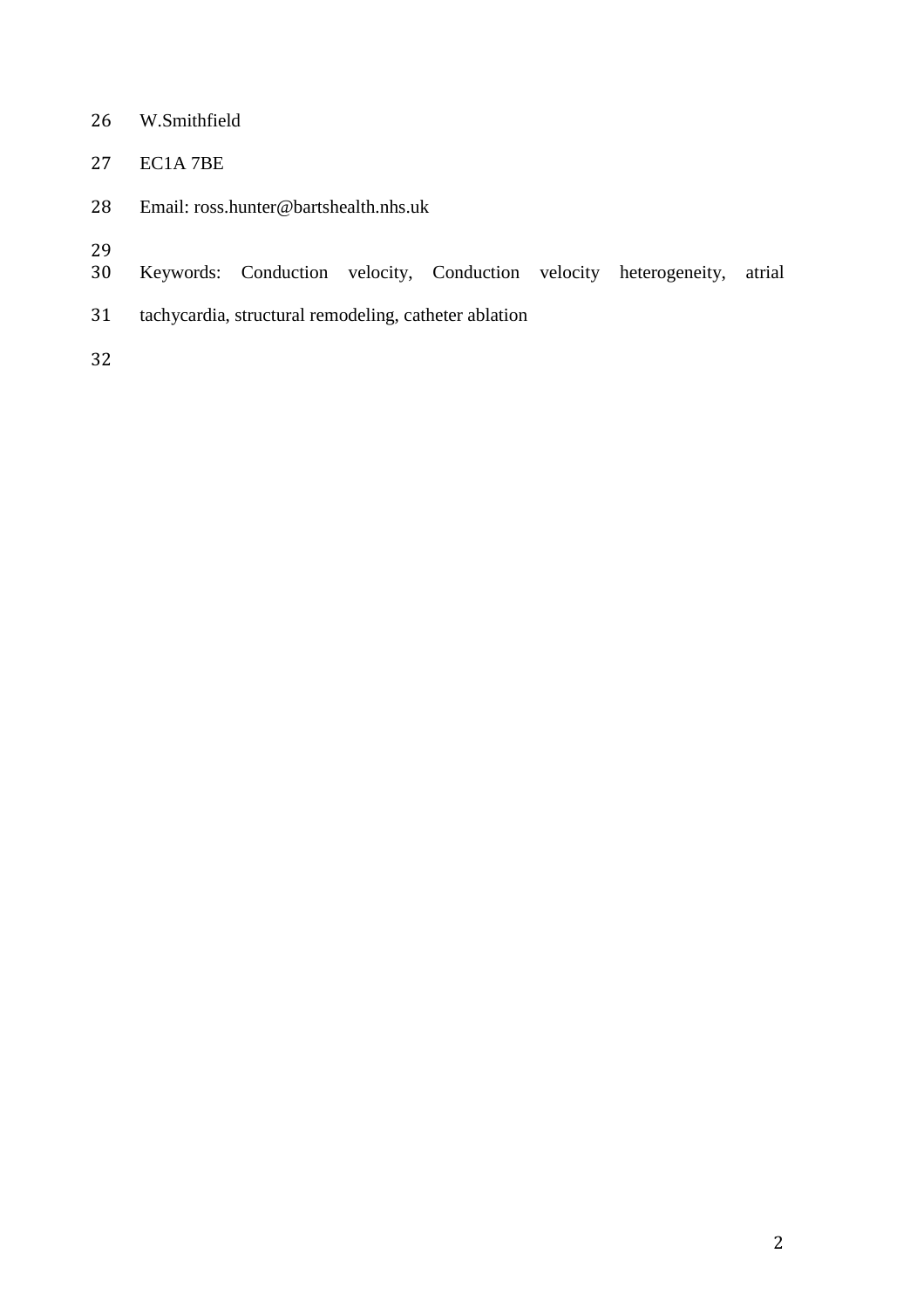W.Smithfield

EC1A 7BE

Email: ross.hunter@bartshealth.nhs.uk

Keywords: Conduction velocity, Conduction velocity heterogeneity, atrial tachycardia, structural remodeling, catheter ablation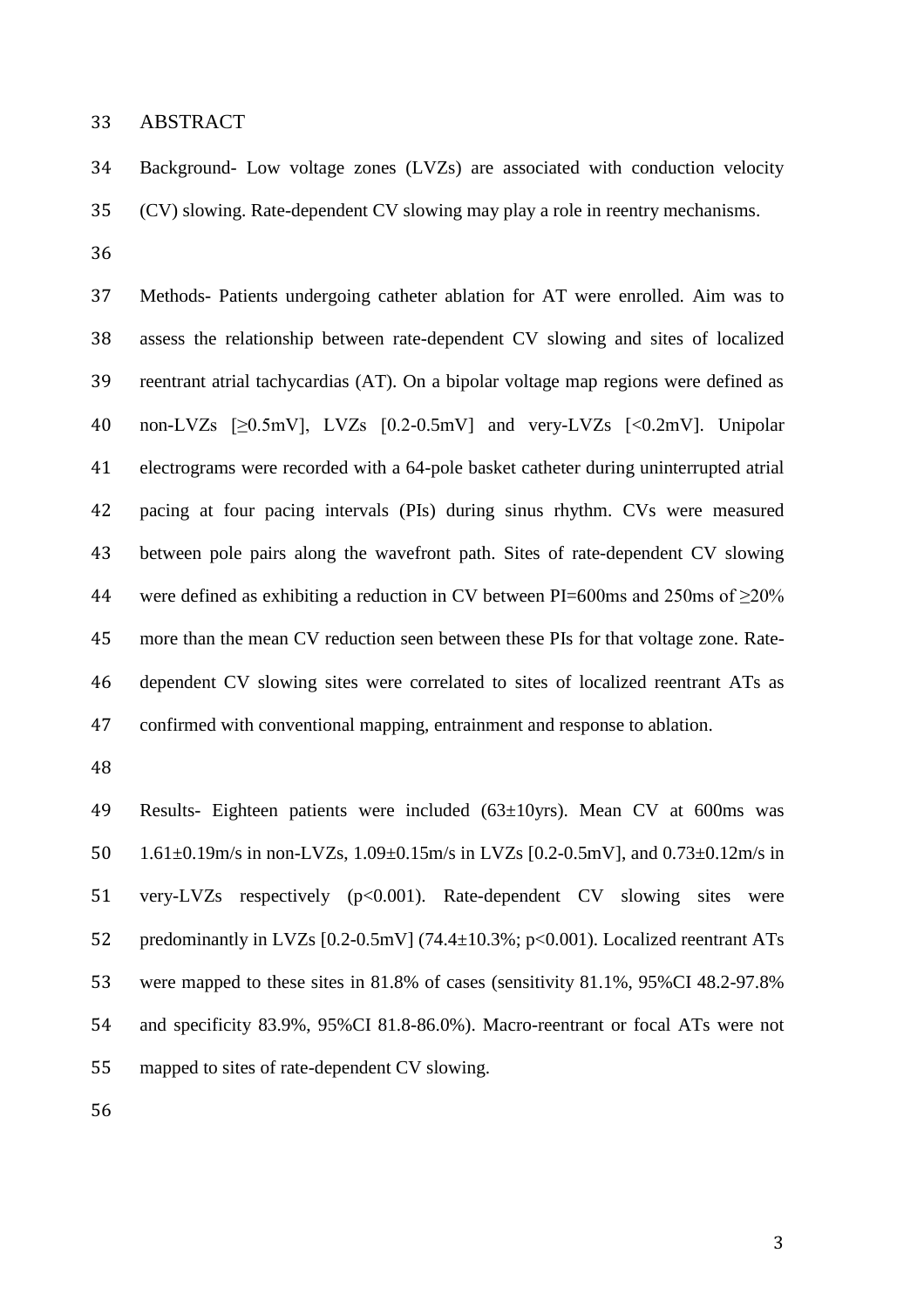## ABSTRACT

Background- Low voltage zones (LVZs) are associated with conduction velocity (CV) slowing. Rate-dependent CV slowing may play a role in reentry mechanisms.

Methods- Patients undergoing catheter ablation for AT were enrolled. Aim was to assess the relationship between rate-dependent CV slowing and sites of localized reentrant atrial tachycardias (AT). On a bipolar voltage map regions were defined as non-LVZs [≥0.5mV], LVZs [0.2-0.5mV] and very-LVZs [<0.2mV]. Unipolar electrograms were recorded with a 64-pole basket catheter during uninterrupted atrial pacing at four pacing intervals (PIs) during sinus rhythm. CVs were measured between pole pairs along the wavefront path. Sites of rate-dependent CV slowing were defined as exhibiting a reduction in CV between PI=600ms and 250ms of ≥20% more than the mean CV reduction seen between these PIs for that voltage zone. Rate-dependent CV slowing sites were correlated to sites of localized reentrant ATs as confirmed with conventional mapping, entrainment and response to ablation.

Results- Eighteen patients were included (63±10yrs). Mean CV at 600ms was 1.61±0.19m/s in non-LVZs, 1.09±0.15m/s in LVZs [0.2-0.5mV], and 0.73±0.12m/s in very-LVZs respectively ($p<0.001$). Rate-dependent CV slowing sites were predominantly in LVZs [0.2-0.5mV] (74.4±10.3%; $p<0.001$). Localized reentrant ATs were mapped to these sites in 81.8% of cases (sensitivity 81.1%, 95%CI 48.2-97.8% and specificity 83.9%, 95%CI 81.8-86.0%). Macro-reentrant or focal ATs were not mapped to sites of rate-dependent CV slowing.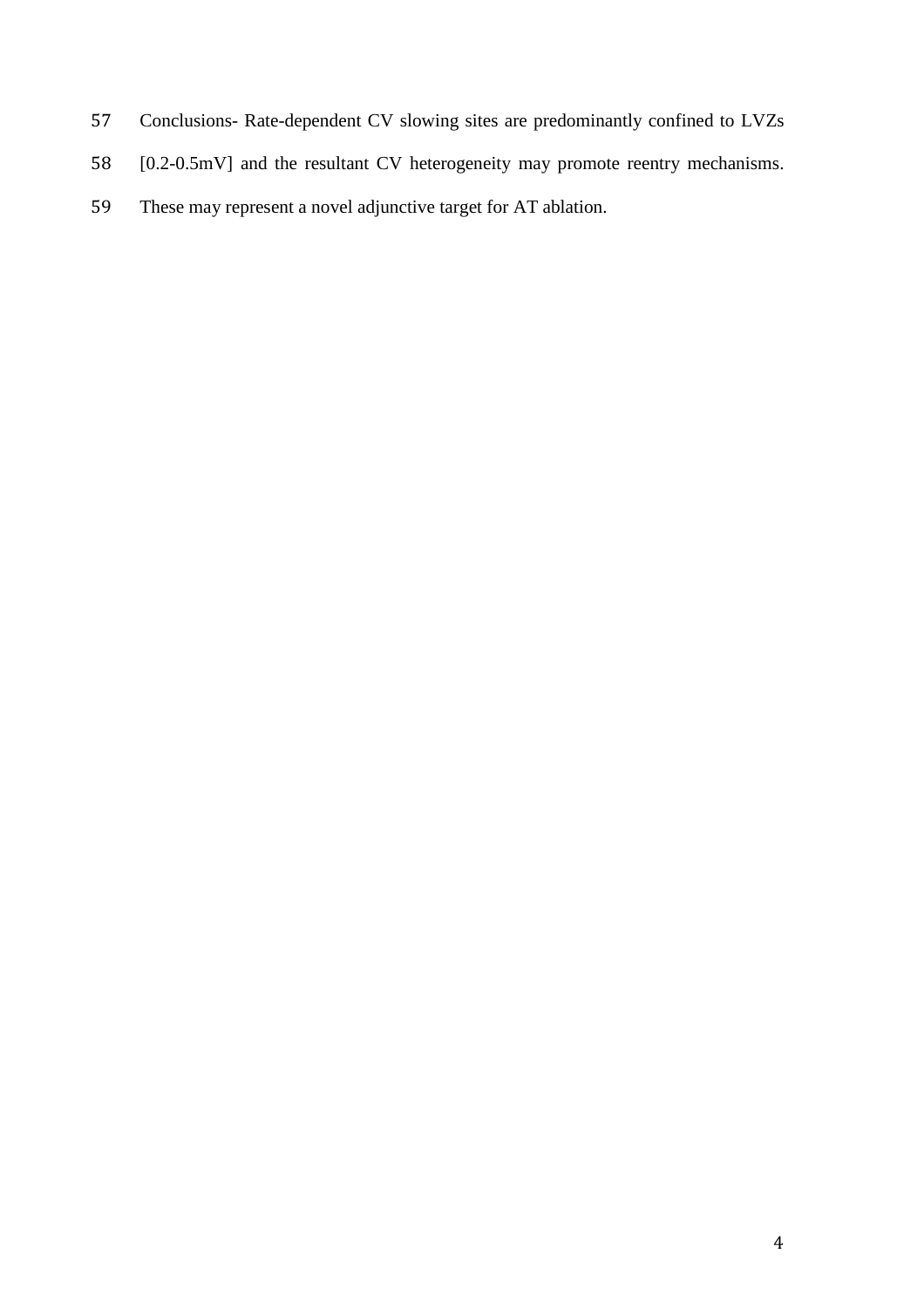Conclusions- Rate-dependent CV slowing sites are predominantly confined to LVZs [0.2-0.5mV] and the resultant CV heterogeneity may promote reentry mechanisms. These may represent a novel adjunctive target for AT ablation.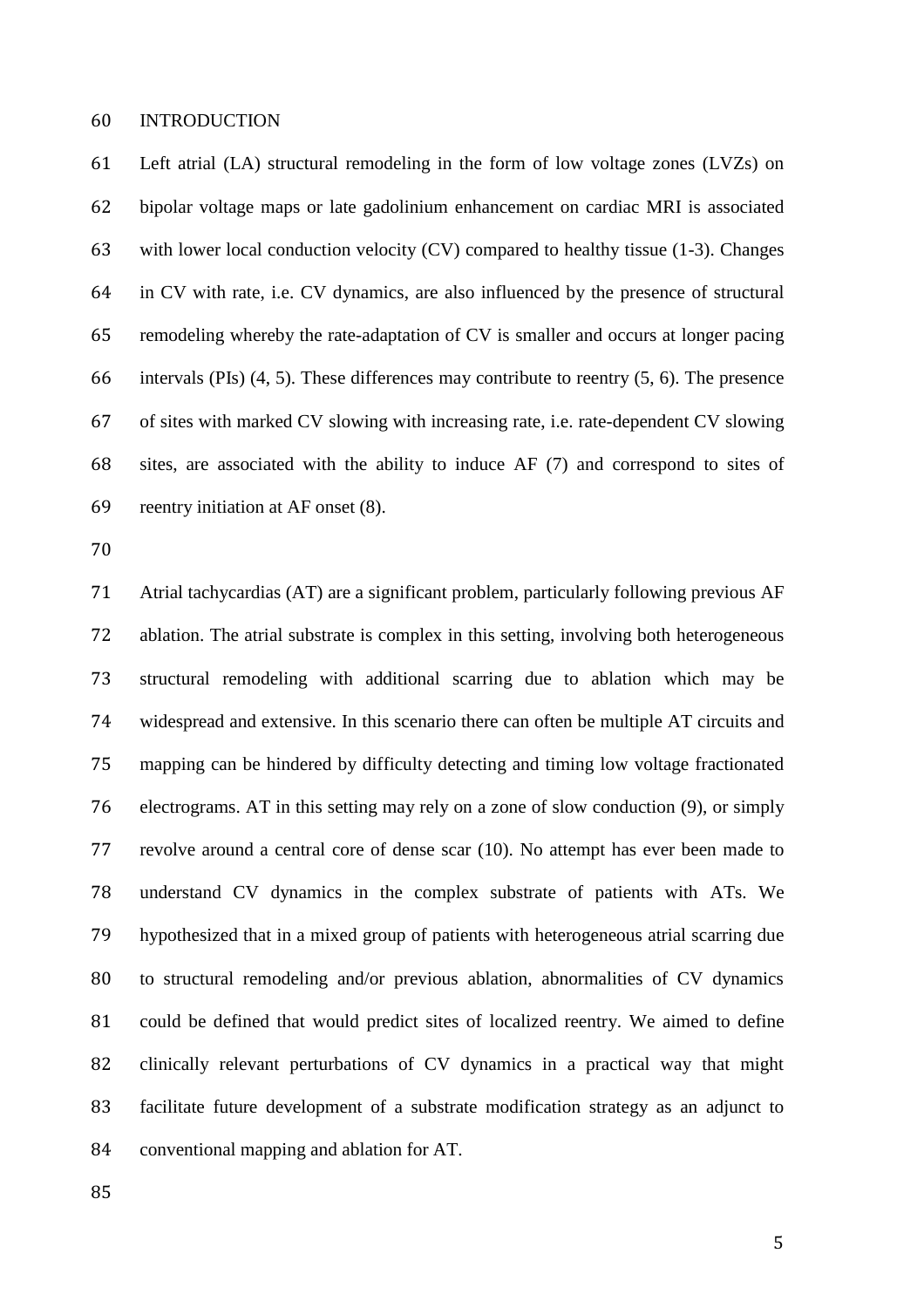# INTRODUCTION

Left atrial (LA) structural remodeling in the form of low voltage zones (LVZs) on bipolar voltage maps or late gadolinium enhancement on cardiac MRI is associated with lower local conduction velocity (CV) compared to healthy tissue (1-3). Changes in CV with rate, i.e. CV dynamics, are also influenced by the presence of structural remodeling whereby the rate-adaptation of CV is smaller and occurs at longer pacing intervals (PIs) (4, 5). These differences may contribute to reentry (5, 6). The presence of sites with marked CV slowing with increasing rate, i.e. rate-dependent CV slowing sites, are associated with the ability to induce AF (7) and correspond to sites of reentry initiation at AF onset (8).

Atrial tachycardias (AT) are a significant problem, particularly following previous AF ablation. The atrial substrate is complex in this setting, involving both heterogeneous structural remodeling with additional scarring due to ablation which may be widespread and extensive. In this scenario there can often be multiple AT circuits and mapping can be hindered by difficulty detecting and timing low voltage fractionated electrograms. AT in this setting may rely on a zone of slow conduction (9), or simply revolve around a central core of dense scar (10). No attempt has ever been made to understand CV dynamics in the complex substrate of patients with ATs. We hypothesized that in a mixed group of patients with heterogeneous atrial scarring due to structural remodeling and/or previous ablation, abnormalities of CV dynamics could be defined that would predict sites of localized reentry. We aimed to define clinically relevant perturbations of CV dynamics in a practical way that might facilitate future development of a substrate modification strategy as an adjunct to conventional mapping and ablation for AT.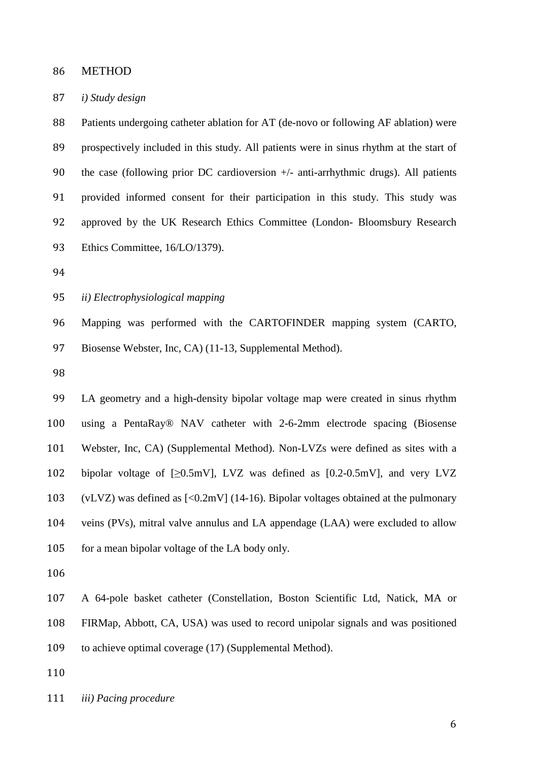# METHOD

*i) Study design*

Patients undergoing catheter ablation for AT (de-novo or following AF ablation) were prospectively included in this study. All patients were in sinus rhythm at the start of the case (following prior DC cardioversion +/- anti-arrhythmic drugs). All patients provided informed consent for their participation in this study. This study was approved by the UK Research Ethics Committee (London- Bloomsbury Research Ethics Committee, 16/LO/1379).

*ii) Electrophysiological mapping*

Mapping was performed with the CARTOFINDER mapping system (CARTO, Biosense Webster, Inc, CA) (11-13, Supplemental Method).

LA geometry and a high-density bipolar voltage map were created in sinus rhythm using a PentaRay® NAV catheter with 2-6-2mm electrode spacing (Biosense Webster, Inc, CA) (Supplemental Method). Non-LVZs were defined as sites with a bipolar voltage of [≥0.5mV], LVZ was defined as [0.2-0.5mV], and very LVZ (vLVZ) was defined as [<0.2mV] (14-16). Bipolar voltages obtained at the pulmonary veins (PVs), mitral valve annulus and LA appendage (LAA) were excluded to allow for a mean bipolar voltage of the LA body only.

A 64-pole basket catheter (Constellation, Boston Scientific Ltd, Natick, MA or FIRMap, Abbott, CA, USA) was used to record unipolar signals and was positioned to achieve optimal coverage (17) (Supplemental Method).

*iii) Pacing procedure*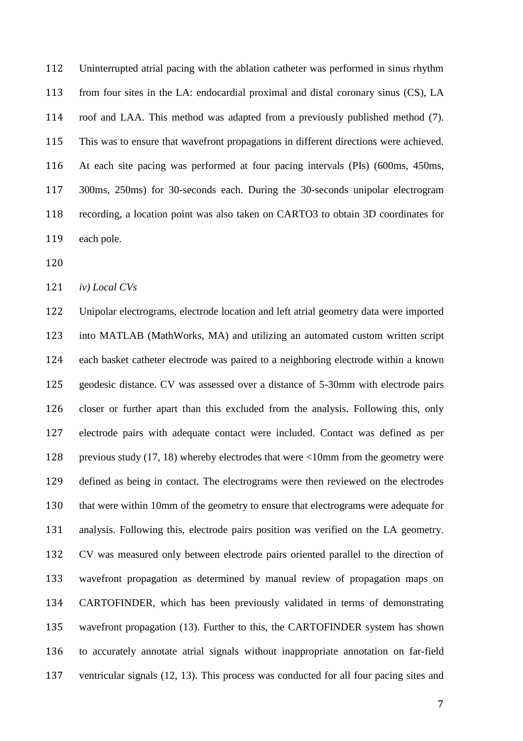Uninterrupted atrial pacing with the ablation catheter was performed in sinus rhythm from four sites in the LA: endocardial proximal and distal coronary sinus (CS), LA roof and LAA. This method was adapted from a previously published method (7). This was to ensure that wavefront propagations in different directions were achieved. At each site pacing was performed at four pacing intervals (PIs) (600ms, 450ms, 300ms, 250ms) for 30-seconds each. During the 30-seconds unipolar electrogram recording, a location point was also taken on CARTO3 to obtain 3D coordinates for each pole.

*iv) Local CVs*

Unipolar electrograms, electrode location and left atrial geometry data were imported into MATLAB (MathWorks, MA) and utilizing an automated custom written script each basket catheter electrode was paired to a neighboring electrode within a known geodesic distance. CV was assessed over a distance of 5-30mm with electrode pairs closer or further apart than this excluded from the analysis. Following this, only electrode pairs with adequate contact were included. Contact was defined as per previous study (17, 18) whereby electrodes that were <10mm from the geometry were defined as being in contact. The electrograms were then reviewed on the electrodes that were within 10mm of the geometry to ensure that electrograms were adequate for analysis. Following this, electrode pairs position was verified on the LA geometry. CV was measured only between electrode pairs oriented parallel to the direction of wavefront propagation as determined by manual review of propagation maps on CARTOFINDER, which has been previously validated in terms of demonstrating wavefront propagation (13). Further to this, the CARTOFINDER system has shown to accurately annotate atrial signals without inappropriate annotation on far-field ventricular signals (12, 13). This process was conducted for all four pacing sites and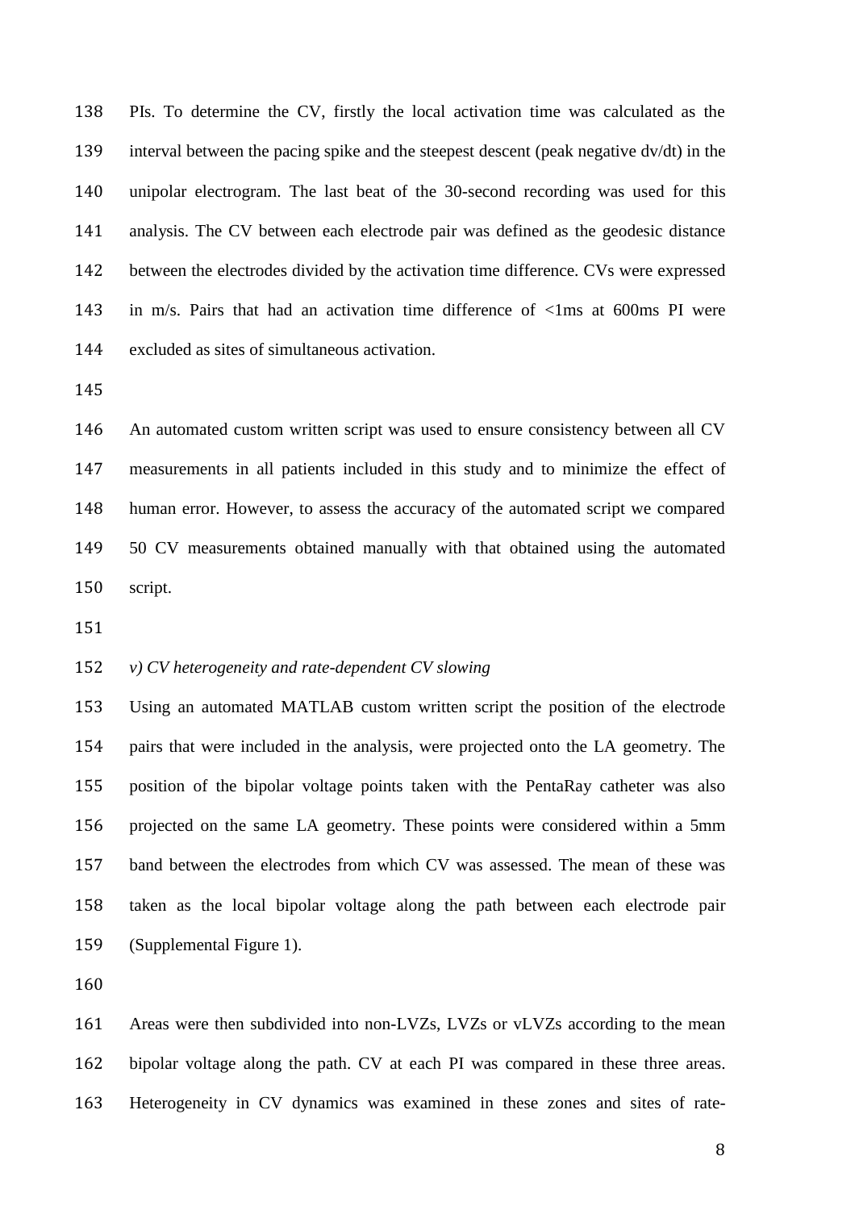PIs. To determine the CV, firstly the local activation time was calculated as the interval between the pacing spike and the steepest descent (peak negative dv/dt) in the unipolar electrogram. The last beat of the 30-second recording was used for this analysis. The CV between each electrode pair was defined as the geodesic distance between the electrodes divided by the activation time difference. CVs were expressed in m/s. Pairs that had an activation time difference of <1ms at 600ms PI were excluded as sites of simultaneous activation.

An automated custom written script was used to ensure consistency between all CV measurements in all patients included in this study and to minimize the effect of human error. However, to assess the accuracy of the automated script we compared 50 CV measurements obtained manually with that obtained using the automated script.

*v) CV heterogeneity and rate-dependent CV slowing*

Using an automated MATLAB custom written script the position of the electrode pairs that were included in the analysis, were projected onto the LA geometry. The position of the bipolar voltage points taken with the PentaRay catheter was also projected on the same LA geometry. These points were considered within a 5mm band between the electrodes from which CV was assessed. The mean of these was taken as the local bipolar voltage along the path between each electrode pair (Supplemental Figure 1).

Areas were then subdivided into non-LVZs, LVZs or vLVZs according to the mean bipolar voltage along the path. CV at each PI was compared in these three areas. Heterogeneity in CV dynamics was examined in these zones and sites of rate-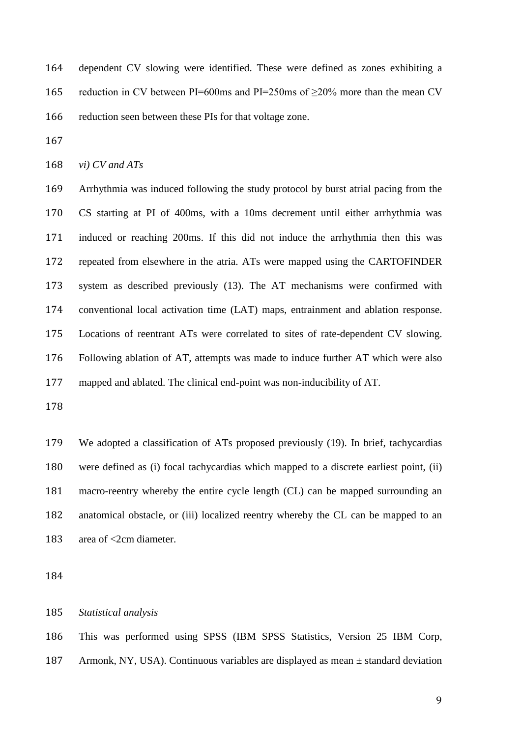dependent CV slowing were identified. These were defined as zones exhibiting a reduction in CV between PI=600ms and PI=250ms of ≥20% more than the mean CV reduction seen between these PIs for that voltage zone.

*vi) CV and ATs*

Arrhythmia was induced following the study protocol by burst atrial pacing from the CS starting at PI of 400ms, with a 10ms decrement until either arrhythmia was induced or reaching 200ms. If this did not induce the arrhythmia then this was repeated from elsewhere in the atria. ATs were mapped using the CARTOFINDER system as described previously (13). The AT mechanisms were confirmed with conventional local activation time (LAT) maps, entrainment and ablation response. Locations of reentrant ATs were correlated to sites of rate-dependent CV slowing. Following ablation of AT, attempts was made to induce further AT which were also mapped and ablated. The clinical end-point was non-inducibility of AT.

We adopted a classification of ATs proposed previously (19). In brief, tachycardias were defined as (i) focal tachycardias which mapped to a discrete earliest point, (ii) macro-reentry whereby the entire cycle length (CL) can be mapped surrounding an anatomical obstacle, or (iii) localized reentry whereby the CL can be mapped to an area of <2cm diameter.

*Statistical analysis*

This was performed using SPSS (IBM SPSS Statistics, Version 25 IBM Corp, Armonk, NY, USA). Continuous variables are displayed as mean ± standard deviation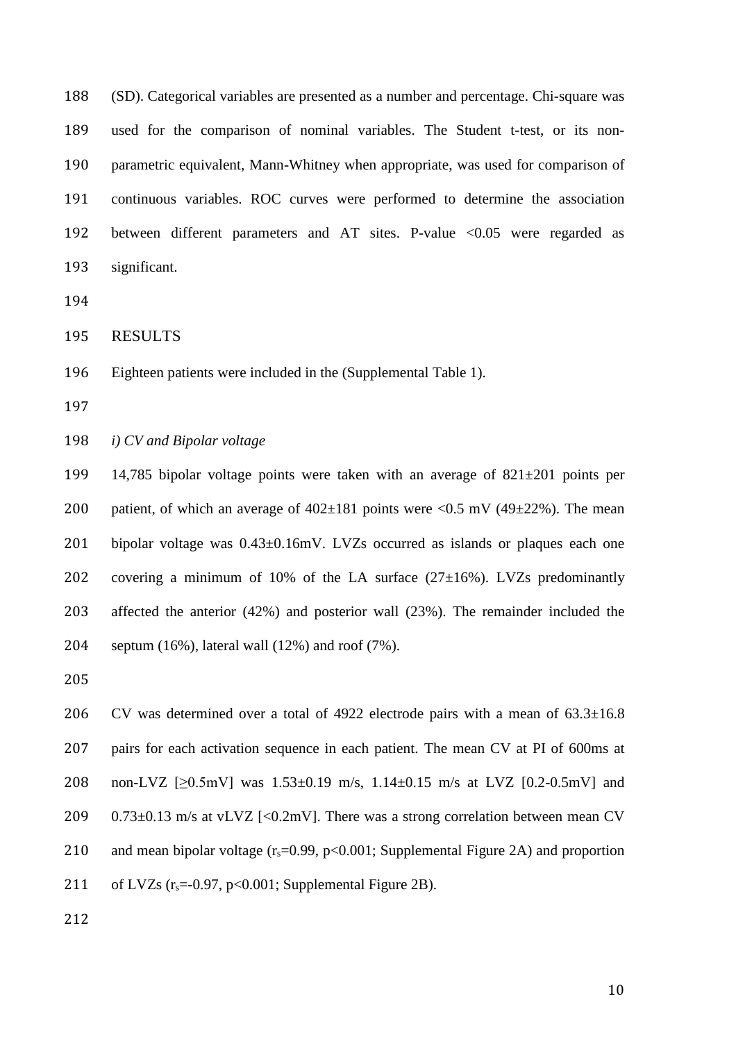(SD). Categorical variables are presented as a number and percentage. Chi-square was used for the comparison of nominal variables. The Student t-test, or its non-parametric equivalent, Mann-Whitney when appropriate, was used for comparison of continuous variables. ROC curves were performed to determine the association between different parameters and AT sites. P-value <0.05 were regarded as significant.

## RESULTS

Eighteen patients were included in the (Supplemental Table 1).

### *i) CV and Bipolar voltage*

14,785 bipolar voltage points were taken with an average of 821±201 points per patient, of which an average of 402±181 points were <0.5 mV (49±22%). The mean bipolar voltage was 0.43±0.16mV. LVZs occurred as islands or plaques each one covering a minimum of 10% of the LA surface (27±16%). LVZs predominantly affected the anterior (42%) and posterior wall (23%). The remainder included the septum (16%), lateral wall (12%) and roof (7%).

CV was determined over a total of 4922 electrode pairs with a mean of 63.3±16.8 pairs for each activation sequence in each patient. The mean CV at PI of 600ms at non-LVZ [≥0.5mV] was 1.53±0.19 m/s, 1.14±0.15 m/s at LVZ [0.2-0.5mV] and 0.73±0.13 m/s at vLVZ [<0.2mV]. There was a strong correlation between mean CV and mean bipolar voltage ($r_s$=0.99, p<0.001; Supplemental Figure 2A) and proportion of LVZs ($r_s$=-0.97, p<0.001; Supplemental Figure 2B).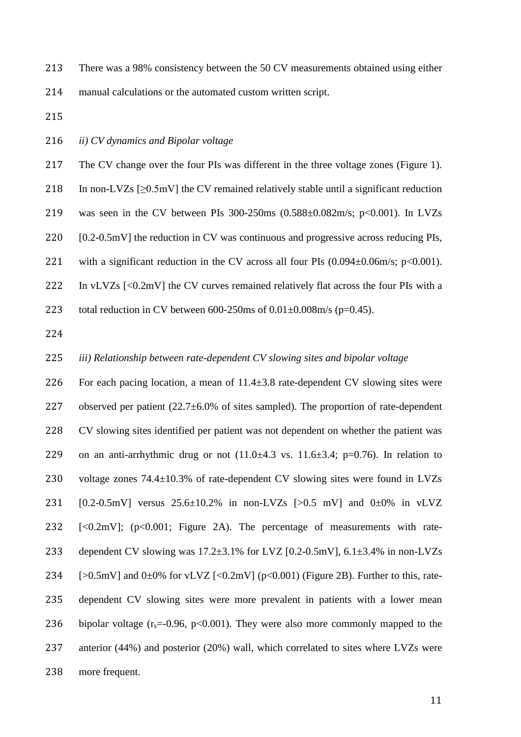There was a 98% consistency between the 50 CV measurements obtained using either manual calculations or the automated custom written script.

*ii) CV dynamics and Bipolar voltage*

The CV change over the four PIs was different in the three voltage zones (Figure 1). In non-LVZs [≥0.5mV] the CV remained relatively stable until a significant reduction was seen in the CV between PIs 300-250ms (0.588±0.082m/s; p<0.001). In LVZs [0.2-0.5mV] the reduction in CV was continuous and progressive across reducing PIs, with a significant reduction in the CV across all four PIs (0.094±0.06m/s; p<0.001). In vLVZs [<0.2mV] the CV curves remained relatively flat across the four PIs with a total reduction in CV between 600-250ms of 0.01±0.008m/s (p=0.45).

*iii) Relationship between rate-dependent CV slowing sites and bipolar voltage*

For each pacing location, a mean of 11.4±3.8 rate-dependent CV slowing sites were observed per patient (22.7±6.0% of sites sampled). The proportion of rate-dependent CV slowing sites identified per patient was not dependent on whether the patient was on an anti-arrhythmic drug or not (11.0±4.3 vs. 11.6±3.4; p=0.76). In relation to voltage zones 74.4±10.3% of rate-dependent CV slowing sites were found in LVZs [0.2-0.5mV] versus 25.6±10.2% in non-LVZs [>0.5 mV] and 0±0% in vLVZ [<0.2mV]; (p<0.001; Figure 2A). The percentage of measurements with rate-dependent CV slowing was 17.2±3.1% for LVZ [0.2-0.5mV], 6.1±3.4% in non-LVZs [>0.5mV] and 0±0% for vLVZ [<0.2mV] (p<0.001) (Figure 2B). Further to this, rate-dependent CV slowing sites were more prevalent in patients with a lower mean bipolar voltage ($r_s$=-0.96, p<0.001). They were also more commonly mapped to the anterior (44%) and posterior (20%) wall, which correlated to sites where LVZs were more frequent.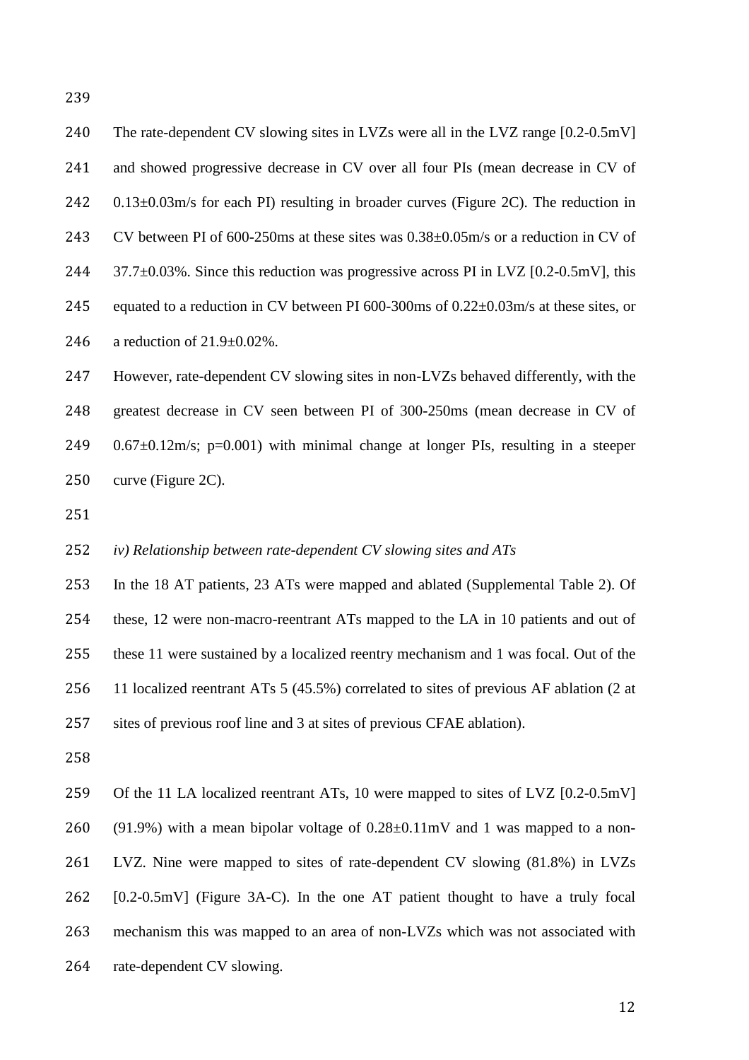The rate-dependent CV slowing sites in LVZs were all in the LVZ range [0.2-0.5mV] and showed progressive decrease in CV over all four PIs (mean decrease in CV of 0.13±0.03m/s for each PI) resulting in broader curves (Figure 2C). The reduction in CV between PI of 600-250ms at these sites was 0.38±0.05m/s or a reduction in CV of 37.7±0.03%. Since this reduction was progressive across PI in LVZ [0.2-0.5mV], this equated to a reduction in CV between PI 600-300ms of 0.22±0.03m/s at these sites, or a reduction of 21.9±0.02%.

However, rate-dependent CV slowing sites in non-LVZs behaved differently, with the greatest decrease in CV seen between PI of 300-250ms (mean decrease in CV of 0.67±0.12m/s; $p=0.001$) with minimal change at longer PIs, resulting in a steeper curve (Figure 2C).

*iv) Relationship between rate-dependent CV slowing sites and ATs*

In the 18 AT patients, 23 ATs were mapped and ablated (Supplemental Table 2). Of these, 12 were non-macro-reentrant ATs mapped to the LA in 10 patients and out of these 11 were sustained by a localized reentry mechanism and 1 was focal. Out of the 11 localized reentrant ATs 5 (45.5%) correlated to sites of previous AF ablation (2 at sites of previous roof line and 3 at sites of previous CFAE ablation).

Of the 11 LA localized reentrant ATs, 10 were mapped to sites of LVZ [0.2-0.5mV] (91.9%) with a mean bipolar voltage of 0.28±0.11mV and 1 was mapped to a non-LVZ. Nine were mapped to sites of rate-dependent CV slowing (81.8%) in LVZs [0.2-0.5mV] (Figure 3A-C). In the one AT patient thought to have a truly focal mechanism this was mapped to an area of non-LVZs which was not associated with rate-dependent CV slowing.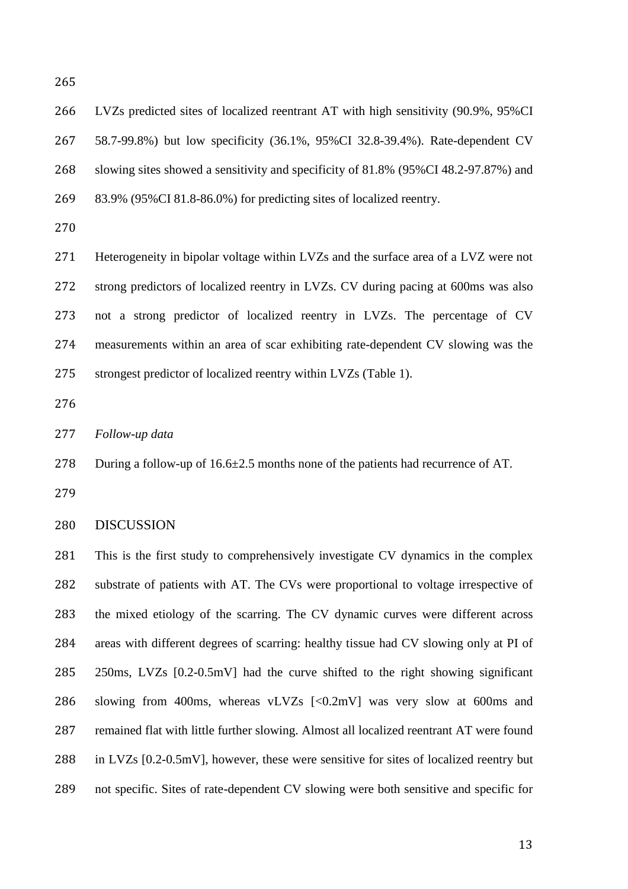LVZs predicted sites of localized reentrant AT with high sensitivity (90.9%, 95%CI 58.7-99.8%) but low specificity (36.1%, 95%CI 32.8-39.4%). Rate-dependent CV slowing sites showed a sensitivity and specificity of 81.8% (95%CI 48.2-97.87%) and 83.9% (95%CI 81.8-86.0%) for predicting sites of localized reentry.

Heterogeneity in bipolar voltage within LVZs and the surface area of a LVZ were not strong predictors of localized reentry in LVZs. CV during pacing at 600ms was also not a strong predictor of localized reentry in LVZs. The percentage of CV measurements within an area of scar exhibiting rate-dependent CV slowing was the strongest predictor of localized reentry within LVZs (Table 1).

*Follow-up data*

During a follow-up of 16.6±2.5 months none of the patients had recurrence of AT.

## DISCUSSION

This is the first study to comprehensively investigate CV dynamics in the complex substrate of patients with AT. The CVs were proportional to voltage irrespective of the mixed etiology of the scarring. The CV dynamic curves were different across areas with different degrees of scarring: healthy tissue had CV slowing only at PI of 250ms, LVZs [0.2-0.5mV] had the curve shifted to the right showing significant slowing from 400ms, whereas vLVZs [<0.2mV] was very slow at 600ms and remained flat with little further slowing. Almost all localized reentrant AT were found in LVZs [0.2-0.5mV], however, these were sensitive for sites of localized reentry but not specific. Sites of rate-dependent CV slowing were both sensitive and specific for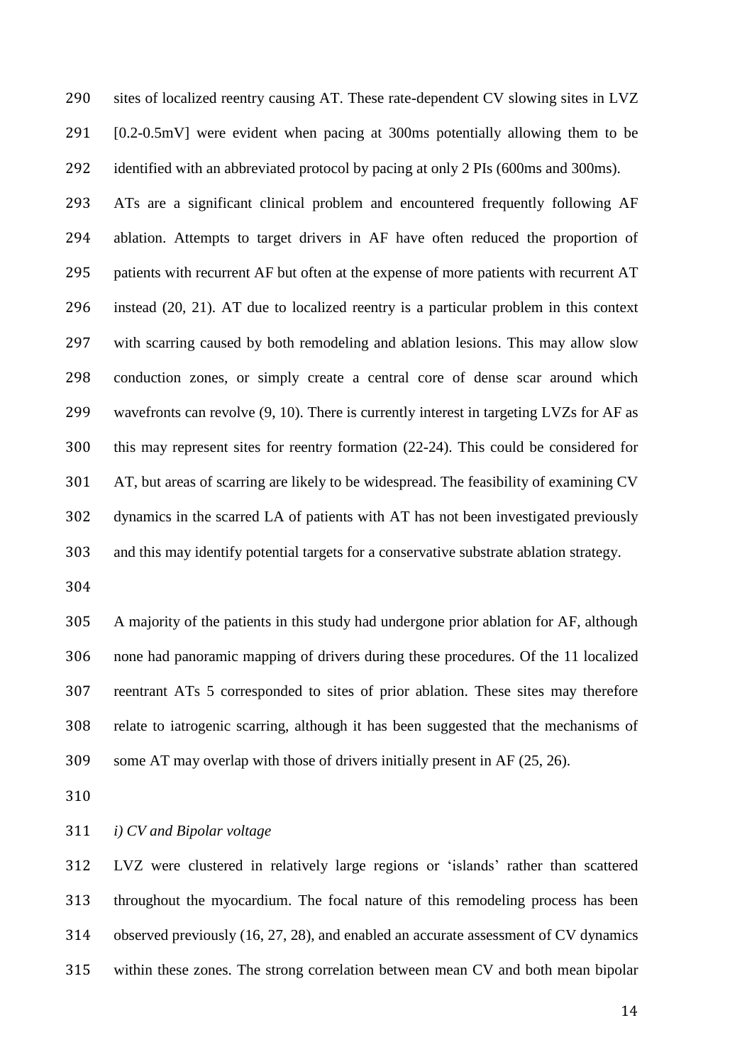sites of localized reentry causing AT. These rate-dependent CV slowing sites in LVZ [0.2-0.5mV] were evident when pacing at 300ms potentially allowing them to be identified with an abbreviated protocol by pacing at only 2 PIs (600ms and 300ms).

ATs are a significant clinical problem and encountered frequently following AF ablation. Attempts to target drivers in AF have often reduced the proportion of patients with recurrent AF but often at the expense of more patients with recurrent AT instead (20, 21). AT due to localized reentry is a particular problem in this context with scarring caused by both remodeling and ablation lesions. This may allow slow conduction zones, or simply create a central core of dense scar around which wavefronts can revolve (9, 10). There is currently interest in targeting LVZs for AF as this may represent sites for reentry formation (22-24). This could be considered for AT, but areas of scarring are likely to be widespread. The feasibility of examining CV dynamics in the scarred LA of patients with AT has not been investigated previously and this may identify potential targets for a conservative substrate ablation strategy.

A majority of the patients in this study had undergone prior ablation for AF, although none had panoramic mapping of drivers during these procedures. Of the 11 localized reentrant ATs 5 corresponded to sites of prior ablation. These sites may therefore relate to iatrogenic scarring, although it has been suggested that the mechanisms of some AT may overlap with those of drivers initially present in AF (25, 26).

*i) CV and Bipolar voltage*

LVZ were clustered in relatively large regions or 'islands' rather than scattered throughout the myocardium. The focal nature of this remodeling process has been observed previously (16, 27, 28), and enabled an accurate assessment of CV dynamics within these zones. The strong correlation between mean CV and both mean bipolar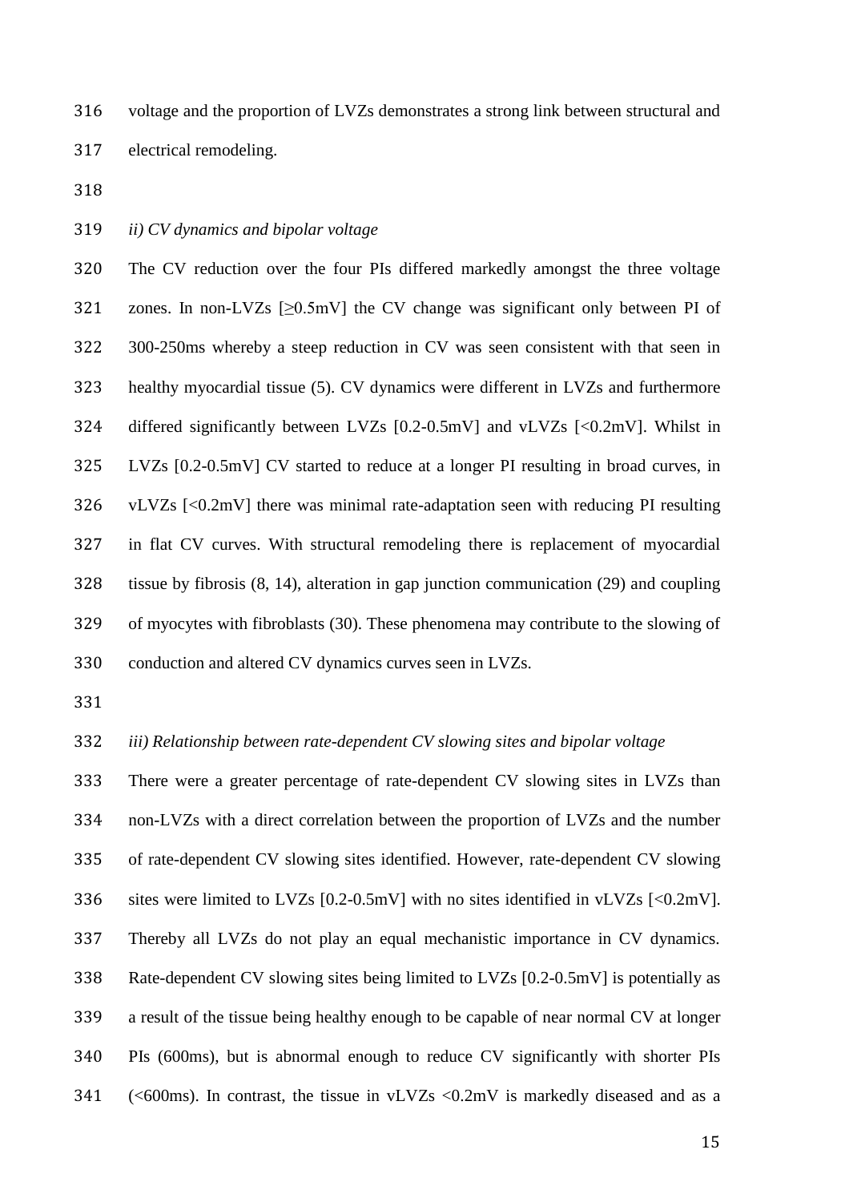voltage and the proportion of LVZs demonstrates a strong link between structural and electrical remodeling.

*ii) CV dynamics and bipolar voltage*

The CV reduction over the four PIs differed markedly amongst the three voltage zones. In non-LVZs [≥0.5mV] the CV change was significant only between PI of 300-250ms whereby a steep reduction in CV was seen consistent with that seen in healthy myocardial tissue (5). CV dynamics were different in LVZs and furthermore differed significantly between LVZs [0.2-0.5mV] and vLVZs [<0.2mV]. Whilst in LVZs [0.2-0.5mV] CV started to reduce at a longer PI resulting in broad curves, in vLVZs [<0.2mV] there was minimal rate-adaptation seen with reducing PI resulting in flat CV curves. With structural remodeling there is replacement of myocardial tissue by fibrosis (8, 14), alteration in gap junction communication (29) and coupling of myocytes with fibroblasts (30). These phenomena may contribute to the slowing of conduction and altered CV dynamics curves seen in LVZs.

*iii) Relationship between rate-dependent CV slowing sites and bipolar voltage*

There were a greater percentage of rate-dependent CV slowing sites in LVZs than non-LVZs with a direct correlation between the proportion of LVZs and the number of rate-dependent CV slowing sites identified. However, rate-dependent CV slowing sites were limited to LVZs [0.2-0.5mV] with no sites identified in vLVZs [<0.2mV]. Thereby all LVZs do not play an equal mechanistic importance in CV dynamics. Rate-dependent CV slowing sites being limited to LVZs [0.2-0.5mV] is potentially as a result of the tissue being healthy enough to be capable of near normal CV at longer PIs (600ms), but is abnormal enough to reduce CV significantly with shorter PIs (<600ms). In contrast, the tissue in vLVZs <0.2mV is markedly diseased and as a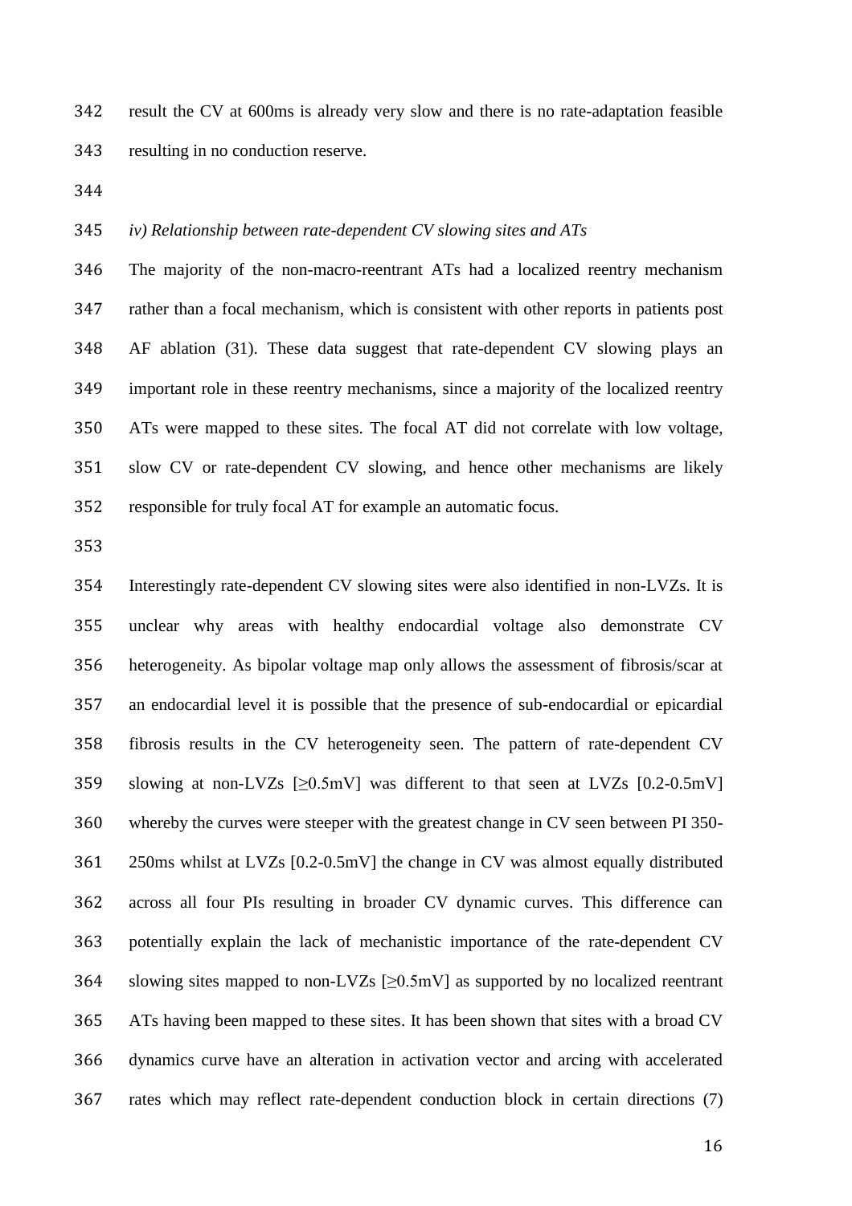result the CV at 600ms is already very slow and there is no rate-adaptation feasible resulting in no conduction reserve.

*iv) Relationship between rate-dependent CV slowing sites and ATs*

The majority of the non-macro-reentrant ATs had a localized reentry mechanism rather than a focal mechanism, which is consistent with other reports in patients post AF ablation (31). These data suggest that rate-dependent CV slowing plays an important role in these reentry mechanisms, since a majority of the localized reentry ATs were mapped to these sites. The focal AT did not correlate with low voltage, slow CV or rate-dependent CV slowing, and hence other mechanisms are likely responsible for truly focal AT for example an automatic focus.

Interestingly rate-dependent CV slowing sites were also identified in non-LVZs. It is unclear why areas with healthy endocardial voltage also demonstrate CV heterogeneity. As bipolar voltage map only allows the assessment of fibrosis/scar at an endocardial level it is possible that the presence of sub-endocardial or epicardial fibrosis results in the CV heterogeneity seen. The pattern of rate-dependent CV slowing at non-LVZs [≥0.5mV] was different to that seen at LVZs [0.2-0.5mV] whereby the curves were steeper with the greatest change in CV seen between PI 350-250ms whilst at LVZs [0.2-0.5mV] the change in CV was almost equally distributed across all four PIs resulting in broader CV dynamic curves. This difference can potentially explain the lack of mechanistic importance of the rate-dependent CV slowing sites mapped to non-LVZs [≥0.5mV] as supported by no localized reentrant ATs having been mapped to these sites. It has been shown that sites with a broad CV dynamics curve have an alteration in activation vector and arcing with accelerated rates which may reflect rate-dependent conduction block in certain directions (7)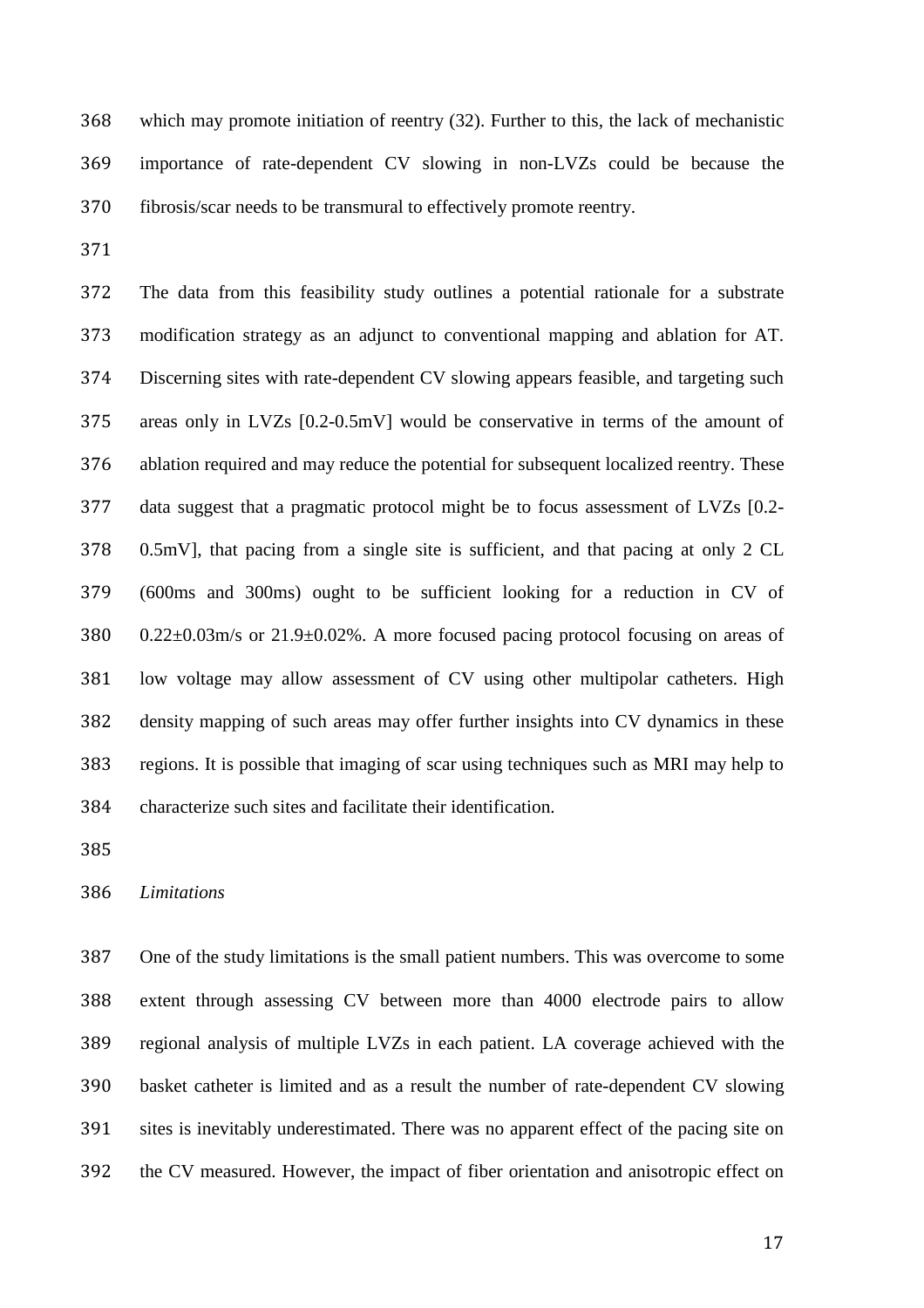which may promote initiation of reentry (32). Further to this, the lack of mechanistic importance of rate-dependent CV slowing in non-LVZs could be because the fibrosis/scar needs to be transmural to effectively promote reentry.

The data from this feasibility study outlines a potential rationale for a substrate modification strategy as an adjunct to conventional mapping and ablation for AT. Discerning sites with rate-dependent CV slowing appears feasible, and targeting such areas only in LVZs [0.2-0.5mV] would be conservative in terms of the amount of ablation required and may reduce the potential for subsequent localized reentry. These data suggest that a pragmatic protocol might be to focus assessment of LVZs [0.2-0.5mV], that pacing from a single site is sufficient, and that pacing at only 2 CL (600ms and 300ms) ought to be sufficient looking for a reduction in CV of 0.22±0.03m/s or 21.9±0.02%. A more focused pacing protocol focusing on areas of low voltage may allow assessment of CV using other multipolar catheters. High density mapping of such areas may offer further insights into CV dynamics in these regions. It is possible that imaging of scar using techniques such as MRI may help to characterize such sites and facilitate their identification.

*Limitations*

One of the study limitations is the small patient numbers. This was overcome to some extent through assessing CV between more than 4000 electrode pairs to allow regional analysis of multiple LVZs in each patient. LA coverage achieved with the basket catheter is limited and as a result the number of rate-dependent CV slowing sites is inevitably underestimated. There was no apparent effect of the pacing site on the CV measured. However, the impact of fiber orientation and anisotropic effect on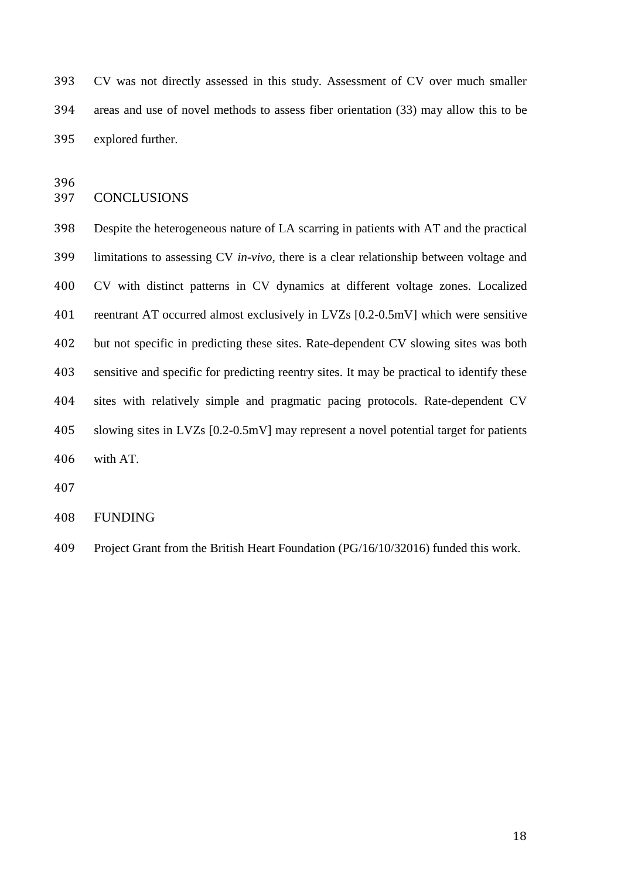CV was not directly assessed in this study. Assessment of CV over much smaller areas and use of novel methods to assess fiber orientation (33) may allow this to be explored further.

## CONCLUSIONS

Despite the heterogeneous nature of LA scarring in patients with AT and the practical limitations to assessing CV *in-vivo*, there is a clear relationship between voltage and CV with distinct patterns in CV dynamics at different voltage zones. Localized reentrant AT occurred almost exclusively in LVZs [0.2-0.5mV] which were sensitive but not specific in predicting these sites. Rate-dependent CV slowing sites was both sensitive and specific for predicting reentry sites. It may be practical to identify these sites with relatively simple and pragmatic pacing protocols. Rate-dependent CV slowing sites in LVZs [0.2-0.5mV] may represent a novel potential target for patients with AT.

## FUNDING

Project Grant from the British Heart Foundation (PG/16/10/32016) funded this work.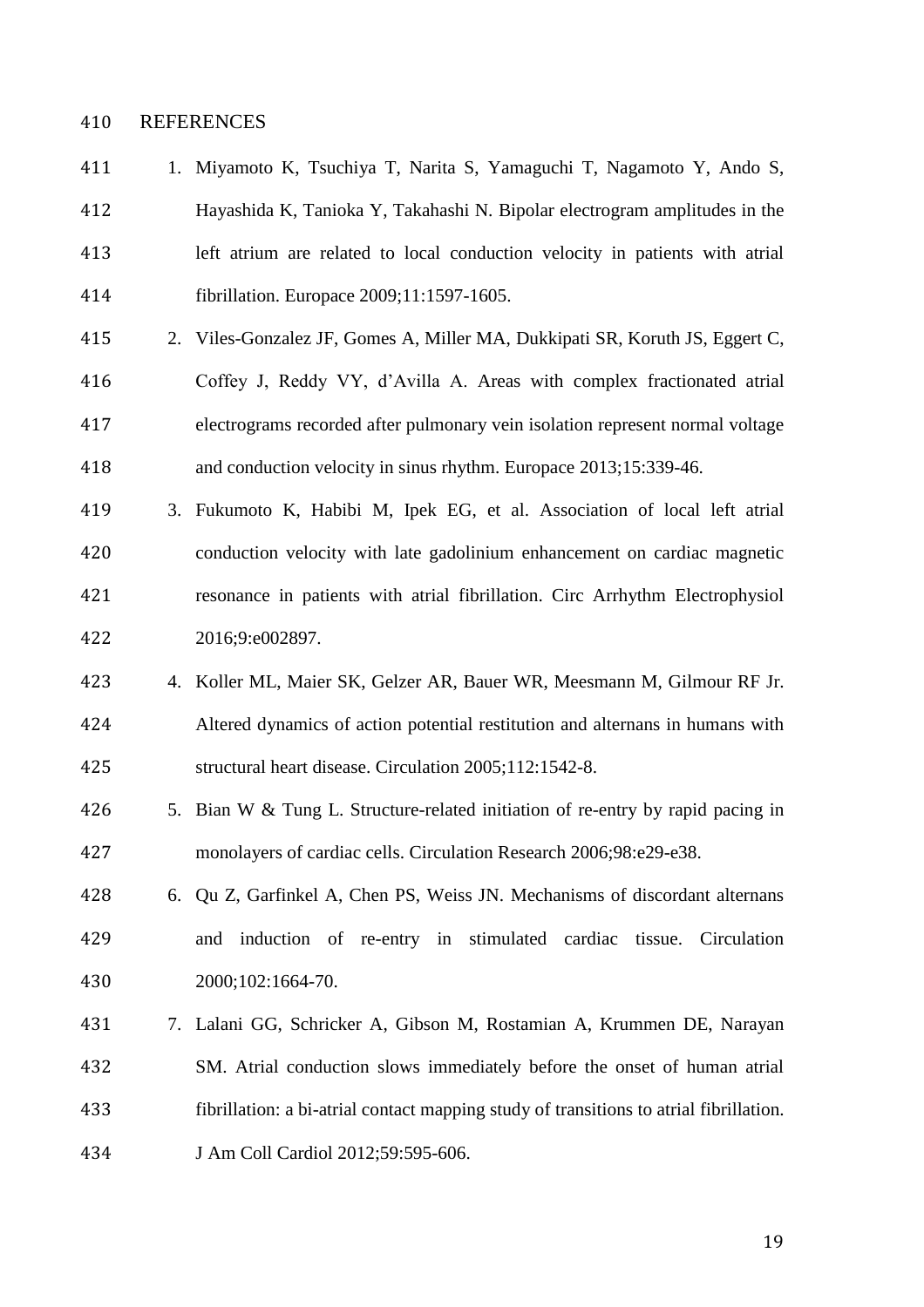# REFERENCES

1. Miyamoto K, Tsuchiya T, Narita S, Yamaguchi T, Nagamoto Y, Ando S, Hayashida K, Tanioka Y, Takahashi N. Bipolar electrogram amplitudes in the left atrium are related to local conduction velocity in patients with atrial fibrillation. Europace 2009;11:1597-1605.
2. Viles-Gonzalez JF, Gomes A, Miller MA, Dukkipati SR, Koruth JS, Eggert C, Coffey J, Reddy VY, d'Avilla A. Areas with complex fractionated atrial electrograms recorded after pulmonary vein isolation represent normal voltage and conduction velocity in sinus rhythm. Europace 2013;15:339-46.
3. Fukumoto K, Habibi M, Ipek EG, et al. Association of local left atrial conduction velocity with late gadolinium enhancement on cardiac magnetic resonance in patients with atrial fibrillation. Circ Arrhythm Electrophysiol 2016;9:e002897.
4. Koller ML, Maier SK, Gelzer AR, Bauer WR, Meesmann M, Gilmour RF Jr. Altered dynamics of action potential restitution and alternans in humans with structural heart disease. Circulation 2005;112:1542-8.
5. Bian W & Tung L. Structure-related initiation of re-entry by rapid pacing in monolayers of cardiac cells. Circulation Research 2006;98:e29-e38.
6. Qu Z, Garfinkel A, Chen PS, Weiss JN. Mechanisms of discordant alternans and induction of re-entry in stimulated cardiac tissue. Circulation 2000;102:1664-70.
7. Lalani GG, Schricker A, Gibson M, Rostamian A, Krummen DE, Narayan SM. Atrial conduction slows immediately before the onset of human atrial fibrillation: a bi-atrial contact mapping study of transitions to atrial fibrillation. J Am Coll Cardiol 2012;59:595-606.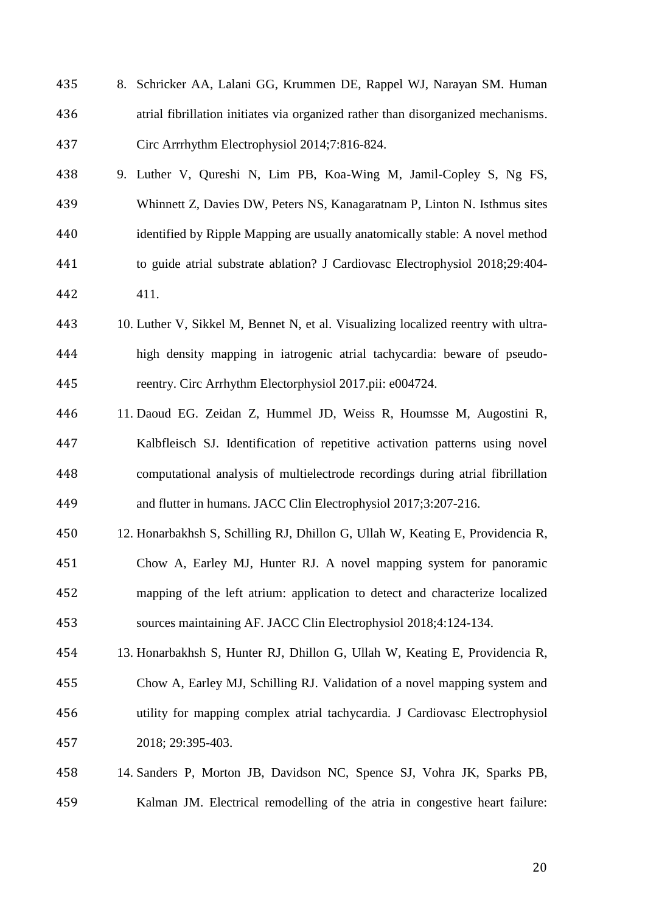8. Schricker AA, Lalani GG, Krummen DE, Rappel WJ, Narayan SM. Human atrial fibrillation initiates via organized rather than disorganized mechanisms. Circ Arrrhythm Electrophysiol 2014;7:816-824.
9. Luther V, Qureshi N, Lim PB, Koa-Wing M, Jamil-Copley S, Ng FS, Whinnett Z, Davies DW, Peters NS, Kanagaratnam P, Linton N. Isthmus sites identified by Ripple Mapping are usually anatomically stable: A novel method to guide atrial substrate ablation? J Cardiovasc Electrophysiol 2018;29:404-411.
10. Luther V, Sikkel M, Bennet N, et al. Visualizing localized reentry with ultra-high density mapping in iatrogenic atrial tachycardia: beware of pseudo-reentry. Circ Arrhythm Electorphysiol 2017.pii: e004724.
11. Daoud EG. Zeidan Z, Hummel JD, Weiss R, Houmsse M, Augostini R, Kalbfleisch SJ. Identification of repetitive activation patterns using novel computational analysis of multielectrode recordings during atrial fibrillation and flutter in humans. JACC Clin Electrophysiol 2017;3:207-216.
12. Honarbakhsh S, Schilling RJ, Dhillon G, Ullah W, Keating E, Providencia R, Chow A, Earley MJ, Hunter RJ. A novel mapping system for panoramic mapping of the left atrium: application to detect and characterize localized sources maintaining AF. JACC Clin Electrophysiol 2018;4:124-134.
13. Honarbakhsh S, Hunter RJ, Dhillon G, Ullah W, Keating E, Providencia R, Chow A, Earley MJ, Schilling RJ. Validation of a novel mapping system and utility for mapping complex atrial tachycardia. J Cardiovasc Electrophysiol 2018; 29:395-403.
14. Sanders P, Morton JB, Davidson NC, Spence SJ, Vohra JK, Sparks PB, Kalman JM. Electrical remodelling of the atria in congestive heart failure: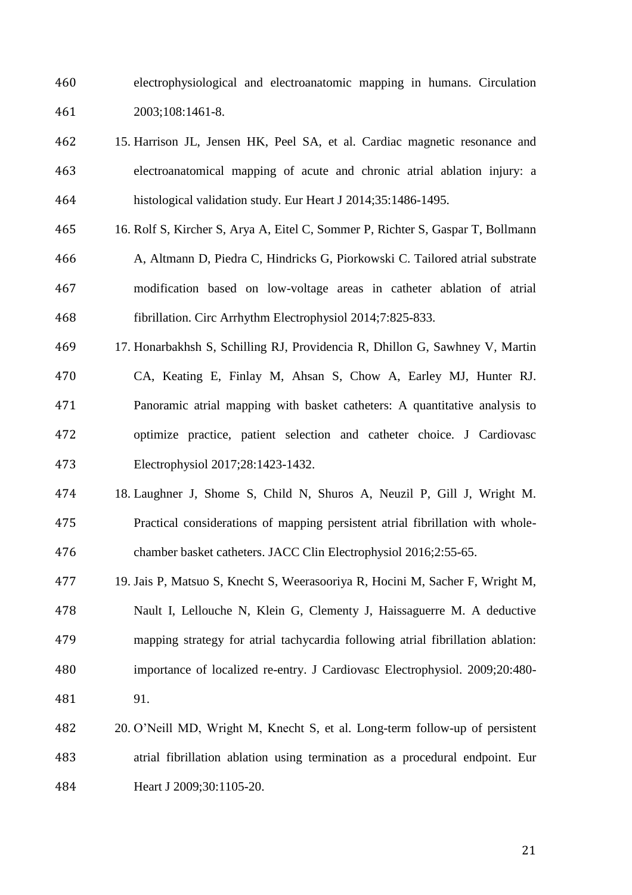electrophysiological and electroanatomic mapping in humans. Circulation 2003;108:1461-8.

15. Harrison JL, Jensen HK, Peel SA, et al. Cardiac magnetic resonance and electroanatomical mapping of acute and chronic atrial ablation injury: a histological validation study. Eur Heart J 2014;35:1486-1495.
16. Rolf S, Kircher S, Arya A, Eitel C, Sommer P, Richter S, Gaspar T, Bollmann A, Altmann D, Piedra C, Hindricks G, Piorkowski C. Tailored atrial substrate modification based on low-voltage areas in catheter ablation of atrial fibrillation. Circ Arrhythm Electrophysiol 2014;7:825-833.
17. Honarbakhsh S, Schilling RJ, Providencia R, Dhillon G, Sawhney V, Martin CA, Keating E, Finlay M, Ahsan S, Chow A, Earley MJ, Hunter RJ. Panoramic atrial mapping with basket catheters: A quantitative analysis to optimize practice, patient selection and catheter choice. J Cardiovasc Electrophysiol 2017;28:1423-1432.
18. Laughner J, Shome S, Child N, Shuros A, Neuzil P, Gill J, Wright M. Practical considerations of mapping persistent atrial fibrillation with whole-chamber basket catheters. JACC Clin Electrophysiol 2016;2:55-65.
19. Jais P, Matsuo S, Knecht S, Weerasooriya R, Hocini M, Sacher F, Wright M, Nault I, Lellouche N, Klein G, Clementy J, Haissaguerre M. A deductive mapping strategy for atrial tachycardia following atrial fibrillation ablation: importance of localized re-entry. J Cardiovasc Electrophysiol. 2009;20:480-91.
20. O'Neill MD, Wright M, Knecht S, et al. Long-term follow-up of persistent atrial fibrillation ablation using termination as a procedural endpoint. Eur Heart J 2009;30:1105-20.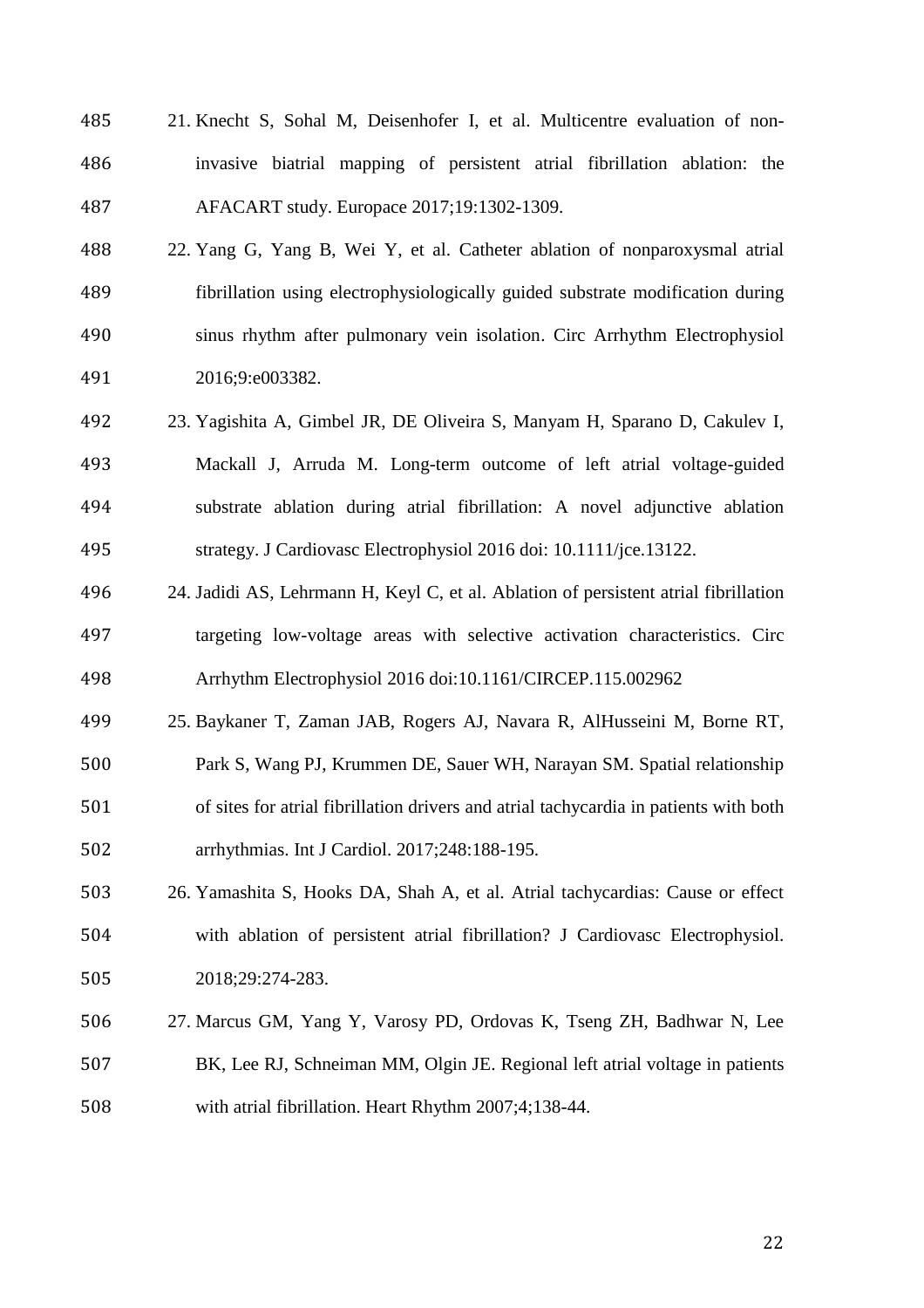21. Knecht S, Sohal M, Deisenhofer I, et al. Multicentre evaluation of non-invasive biatrial mapping of persistent atrial fibrillation ablation: the AFACART study. Europace 2017;19:1302-1309.
22. Yang G, Yang B, Wei Y, et al. Catheter ablation of nonparoxysmal atrial fibrillation using electrophysiologically guided substrate modification during sinus rhythm after pulmonary vein isolation. Circ Arrhythm Electrophysiol 2016;9:e003382.
23. Yagishita A, Gimbel JR, DE Oliveira S, Manyam H, Sparano D, Cakulev I, Mackall J, Arruda M. Long-term outcome of left atrial voltage-guided substrate ablation during atrial fibrillation: A novel adjunctive ablation strategy. J Cardiovasc Electrophysiol 2016 doi: 10.1111/jce.13122.
24. Jadidi AS, Lehrmann H, Keyl C, et al. Ablation of persistent atrial fibrillation targeting low-voltage areas with selective activation characteristics. Circ Arrhythm Electrophysiol 2016 doi:10.1161/CIRCEP.115.002962
25. Baykaner T, Zaman JAB, Rogers AJ, Navara R, AlHusseini M, Borne RT, Park S, Wang PJ, Krummen DE, Sauer WH, Narayan SM. Spatial relationship of sites for atrial fibrillation drivers and atrial tachycardia in patients with both arrhythmias. Int J Cardiol. 2017;248:188-195.
26. Yamashita S, Hooks DA, Shah A, et al. Atrial tachycardias: Cause or effect with ablation of persistent atrial fibrillation? J Cardiovasc Electrophysiol. 2018;29:274-283.
27. Marcus GM, Yang Y, Varosy PD, Ordovas K, Tseng ZH, Badhwar N, Lee BK, Lee RJ, Schneiman MM, Olgin JE. Regional left atrial voltage in patients with atrial fibrillation. Heart Rhythm 2007;4;138-44.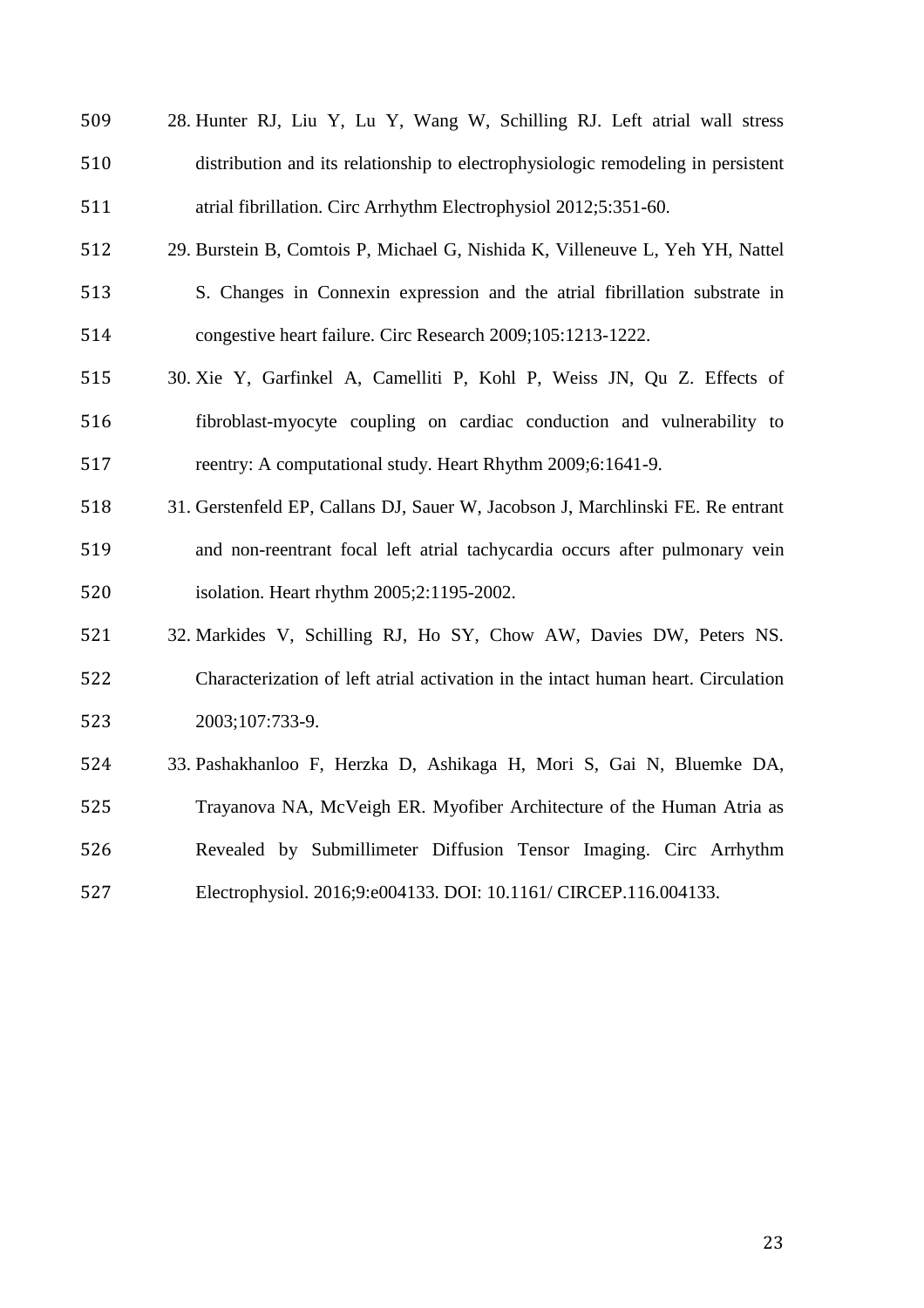28. Hunter RJ, Liu Y, Lu Y, Wang W, Schilling RJ. Left atrial wall stress distribution and its relationship to electrophysiologic remodeling in persistent atrial fibrillation. Circ Arrhythm Electrophysiol 2012;5:351-60.
29. Burstein B, Comtois P, Michael G, Nishida K, Villeneuve L, Yeh YH, Nattel S. Changes in Connexin expression and the atrial fibrillation substrate in congestive heart failure. Circ Research 2009;105:1213-1222.
30. Xie Y, Garfinkel A, Camelliti P, Kohl P, Weiss JN, Qu Z. Effects of fibroblast-myocyte coupling on cardiac conduction and vulnerability to reentry: A computational study. Heart Rhythm 2009;6:1641-9.
31. Gerstenfeld EP, Callans DJ, Sauer W, Jacobson J, Marchlinski FE. Re entrant and non-reentrant focal left atrial tachycardia occurs after pulmonary vein isolation. Heart rhythm 2005;2:1195-2002.
32. Markides V, Schilling RJ, Ho SY, Chow AW, Davies DW, Peters NS. Characterization of left atrial activation in the intact human heart. Circulation 2003;107:733-9.
33. Pashakhanloo F, Herzka D, Ashikaga H, Mori S, Gai N, Bluemke DA, Trayanova NA, McVeigh ER. Myofiber Architecture of the Human Atria as Revealed by Submillimeter Diffusion Tensor Imaging. Circ Arrhythm Electrophysiol. 2016;9:e004133. DOI: 10.1161/ CIRCEP.116.004133.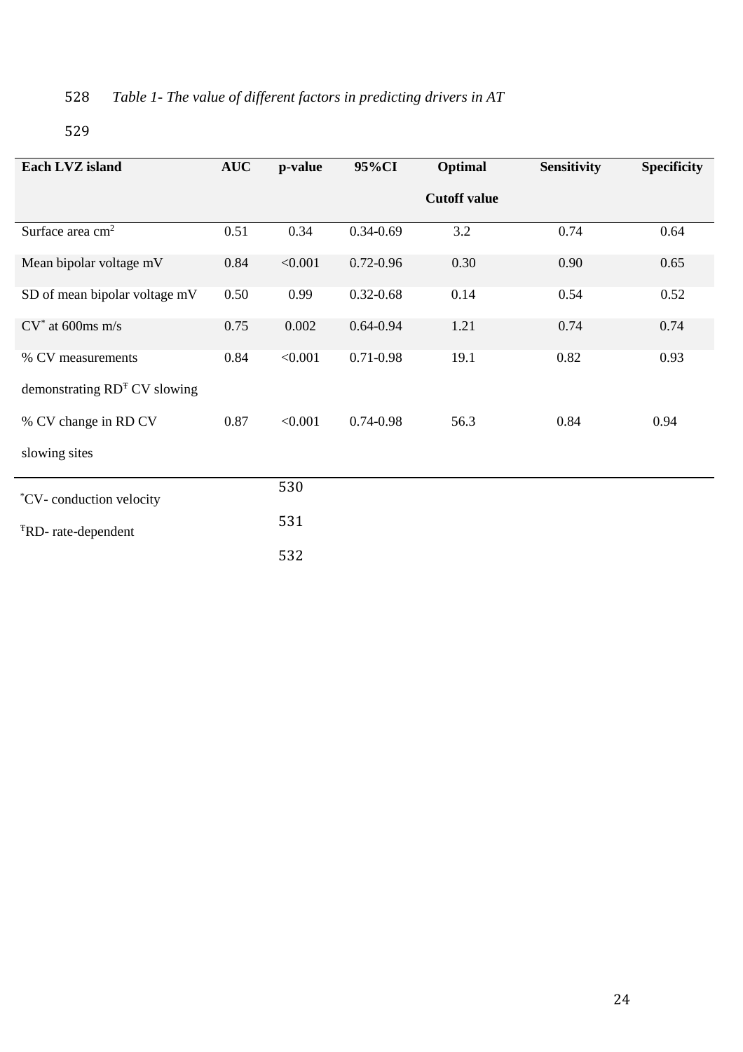*Table 1- The value of different factors in predicting drivers in AT*

| Each LVZ island | AUC | p-value | 95%CI | Optimal Cutoff value | Sensitivity | Specificity |
|---|---|---|---|---|---|---|
| Surface area $cm^2$ | 0.51 | 0.34 | 0.34-0.69 | 3.2 | 0.74 | 0.64 |
| Mean bipolar voltage mV | 0.84 | <0.001 | 0.72-0.96 | 0.30 | 0.90 | 0.65 |
| SD of mean bipolar voltage mV | 0.50 | 0.99 | 0.32-0.68 | 0.14 | 0.54 | 0.52 |
| CV* at 600ms m/s | 0.75 | 0.002 | 0.64-0.94 | 1.21 | 0.74 | 0.74 |
| % CV measurements demonstrating RDŦ CV slowing | 0.84 | <0.001 | 0.71-0.98 | 19.1 | 0.82 | 0.93 |
| % CV change in RD CV slowing sites | 0.87 | <0.001 | 0.74-0.98 | 56.3 | 0.84 | 0.94 |

*CV- conduction velocity

ŦRD- rate-dependent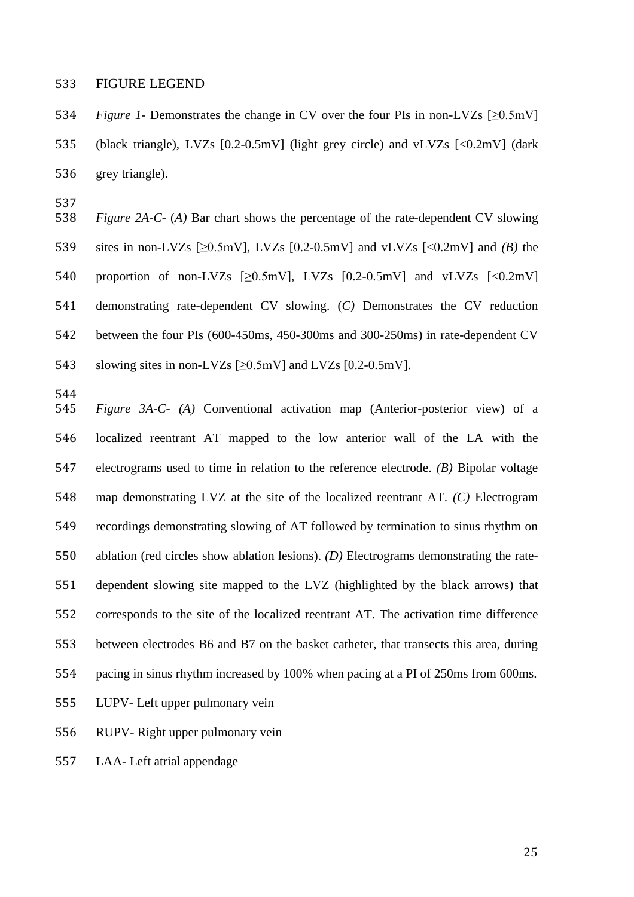FIGURE LEGEND

*Figure 1-* Demonstrates the change in CV over the four PIs in non-LVZs [≥0.5mV] (black triangle), LVZs [0.2-0.5mV] (light grey circle) and vLVZs [<0.2mV] (dark grey triangle).

*Figure 2A-C-* (*A)* Bar chart shows the percentage of the rate-dependent CV slowing sites in non-LVZs [≥0.5mV], LVZs [0.2-0.5mV] and vLVZs [<0.2mV] and *(B)* the proportion of non-LVZs [≥0.5mV], LVZs [0.2-0.5mV] and vLVZs [<0.2mV] demonstrating rate-dependent CV slowing. (*C)* Demonstrates the CV reduction between the four PIs (600-450ms, 450-300ms and 300-250ms) in rate-dependent CV slowing sites in non-LVZs [≥0.5mV] and LVZs [0.2-0.5mV].

*Figure 3A-C- (A)* Conventional activation map (Anterior-posterior view) of a localized reentrant AT mapped to the low anterior wall of the LA with the electrograms used to time in relation to the reference electrode. *(B)* Bipolar voltage map demonstrating LVZ at the site of the localized reentrant AT. *(C)* Electrogram recordings demonstrating slowing of AT followed by termination to sinus rhythm on ablation (red circles show ablation lesions). *(D)* Electrograms demonstrating the rate-dependent slowing site mapped to the LVZ (highlighted by the black arrows) that corresponds to the site of the localized reentrant AT. The activation time difference between electrodes B6 and B7 on the basket catheter, that transects this area, during pacing in sinus rhythm increased by 100% when pacing at a PI of 250ms from 600ms.

LUPV- Left upper pulmonary vein

RUPV- Right upper pulmonary vein

LAA- Left atrial appendage